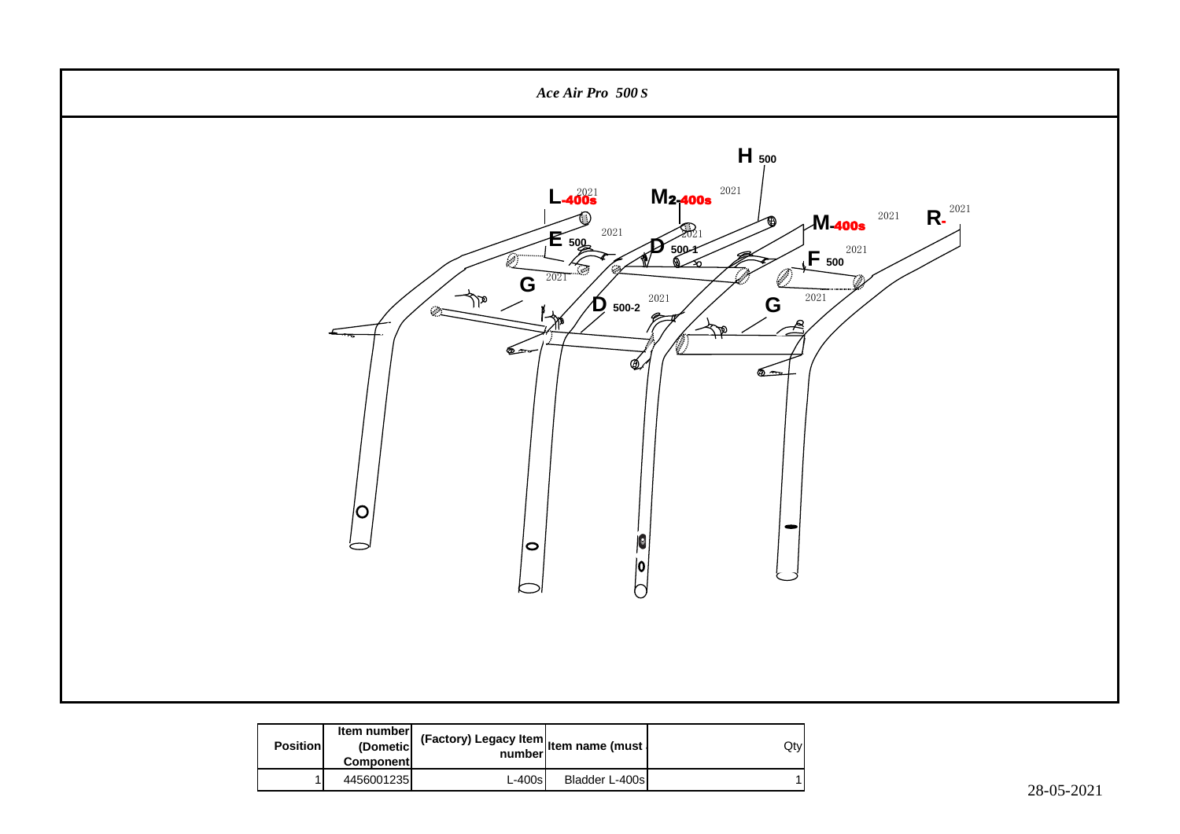*Ace Air Pro 500 S*

H 500

L-400s 2021

M2-400s 2021

M-400s 2021

R- 2021

E 500 2021

D 500-1 2021

F 500 2021

G 2021

D 500-2 2021

G 2021

| Position | Item number (Dometic Component) | (Factory) Legacy Item number | Item name (must | Qty |
|---|---|---|---|---|
| 1 | 4456001235 | L-400s | Bladder L-400s | 1 |

28-05-2021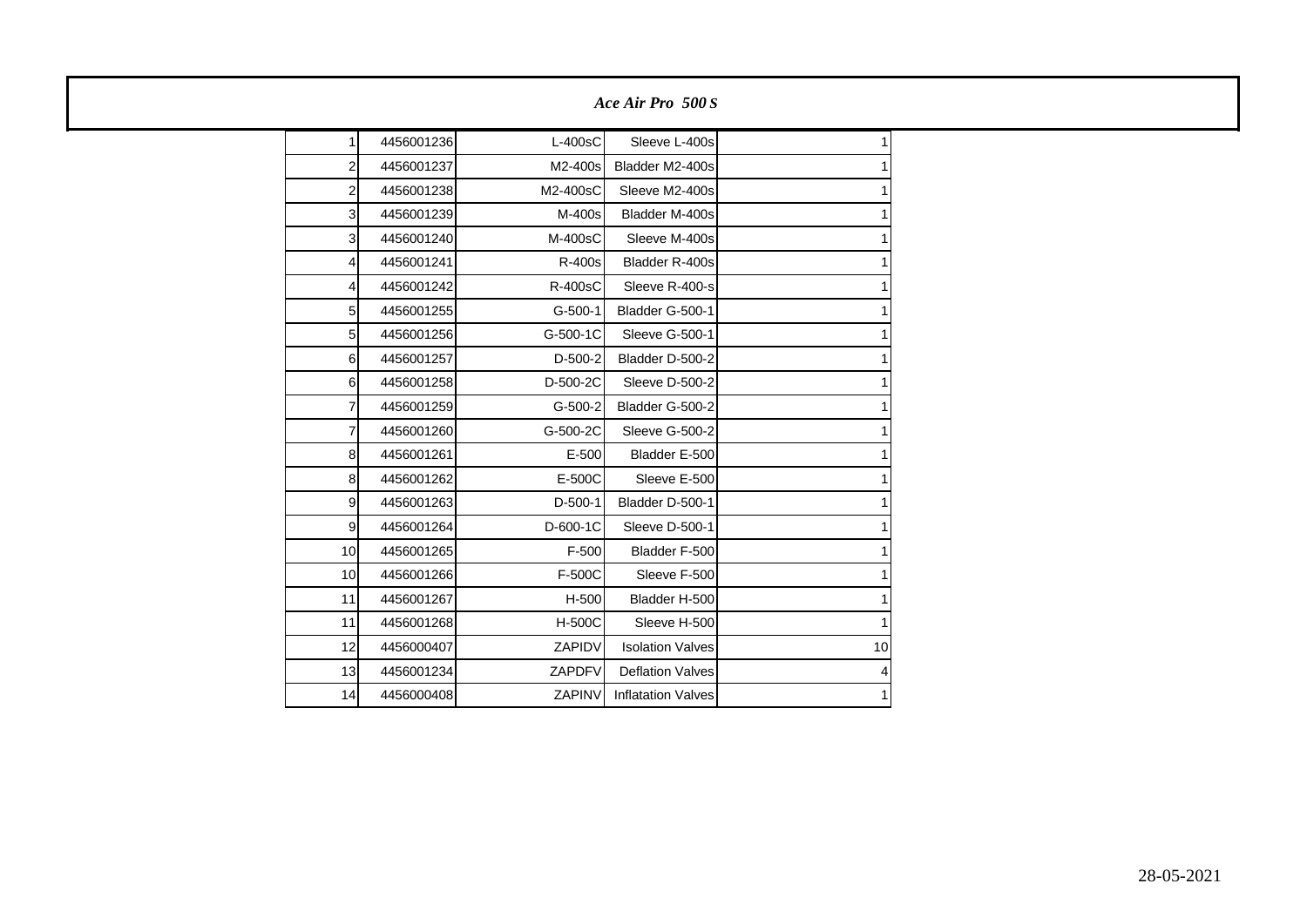***Ace Air Pro 500 S***

| | | | | |
|---|---|---|---|---|
| 1 | 4456001236 | L-400sC | Sleeve L-400s | 1 |
| 2 | 4456001237 | M2-400s | Bladder M2-400s | 1 |
| 2 | 4456001238 | M2-400sC | Sleeve M2-400s | 1 |
| 3 | 4456001239 | M-400s | Bladder M-400s | 1 |
| 3 | 4456001240 | M-400sC | Sleeve M-400s | 1 |
| 4 | 4456001241 | R-400s | Bladder R-400s | 1 |
| 4 | 4456001242 | R-400sC | Sleeve R-400-s | 1 |
| 5 | 4456001255 | G-500-1 | Bladder G-500-1 | 1 |
| 5 | 4456001256 | G-500-1C | Sleeve G-500-1 | 1 |
| 6 | 4456001257 | D-500-2 | Bladder D-500-2 | 1 |
| 6 | 4456001258 | D-500-2C | Sleeve D-500-2 | 1 |
| 7 | 4456001259 | G-500-2 | Bladder G-500-2 | 1 |
| 7 | 4456001260 | G-500-2C | Sleeve G-500-2 | 1 |
| 8 | 4456001261 | E-500 | Bladder E-500 | 1 |
| 8 | 4456001262 | E-500C | Sleeve E-500 | 1 |
| 9 | 4456001263 | D-500-1 | Bladder D-500-1 | 1 |
| 9 | 4456001264 | D-600-1C | Sleeve D-500-1 | 1 |
| 10 | 4456001265 | F-500 | Bladder F-500 | 1 |
| 10 | 4456001266 | F-500C | Sleeve F-500 | 1 |
| 11 | 4456001267 | H-500 | Bladder H-500 | 1 |
| 11 | 4456001268 | H-500C | Sleeve H-500 | 1 |
| 12 | 4456000407 | ZAPIDV | Isolation Valves | 10 |
| 13 | 4456001234 | ZAPDFV | Deflation Valves | 4 |
| 14 | 4456000408 | ZAPINV | Inflatation Valves | 1 |

28-05-2021